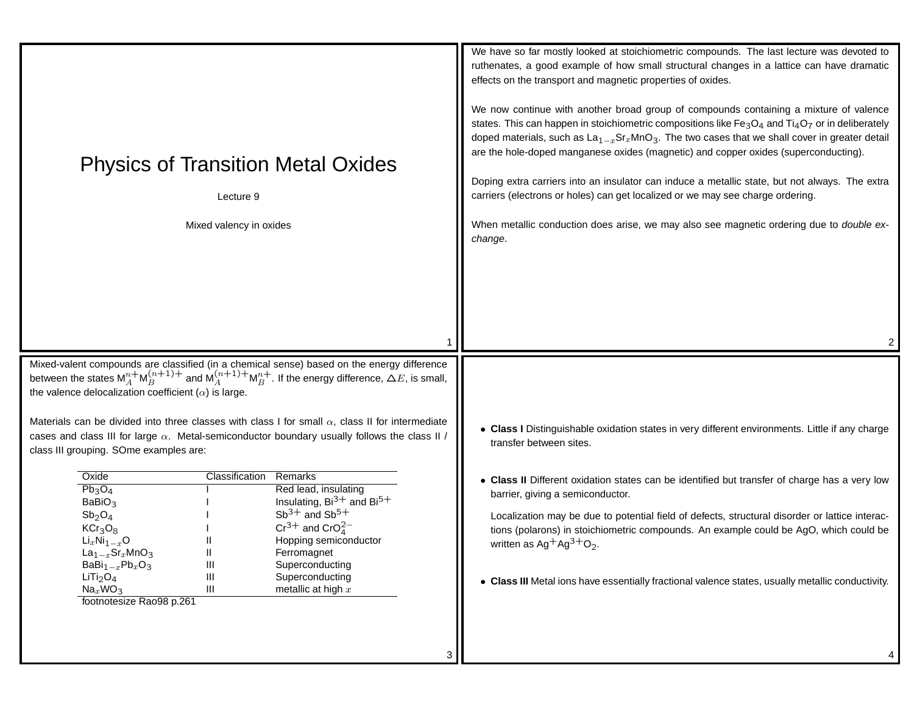# Physics of Transition Metal Oxides

Lecture 9

Mixed valency in oxides

We have so far mostly looked at stoichiometric compounds. The last lecture was devoted to ruthenates, a good example of how small structural changes in a lattice can have dramatic effects on the transport and magnetic properties of oxides.

We now continue with another broad group of compounds containing a mixture of valence states. This can happen in stoichiometric compositions like $Fe_3O_4$ and $Ti_4O_7$ or in deliberately doped materials, such as $La_{1-x}Sr_xMnO_3$. The two cases that we shall cover in greater detail are the hole-doped manganese oxides (magnetic) and copper oxides (superconducting).

Doping extra carriers into an insulator can induce a metallic state, but not always. The extra carriers (electrons or holes) can get localized or we may see charge ordering.

When metallic conduction does arise, we may also see magnetic ordering due to *double exchange*.

Mixed-valent compounds are classified (in a chemical sense) based on the energy difference between the states $M_A^{n+}M_B^{(n+1)+}$ and $M_A^{(n+1)+}M_B^{n+}$. If the energy difference, $\triangle E$, is small, the valence delocalization coefficient ($\alpha$) is large.

Materials can be divided into three classes with class I for small $\alpha$, class II for intermediate cases and class III for large $\alpha$. Metal-semiconductor boundary usually follows the class II / class III grouping. SOme examples are:

| Oxide | Classification | Remarks |
|---|---|---|
| $Pb_3O_4$ | I | Red lead, insulating |
| $BaBiO_3$ | I | Insulating, $Bi^{3+}$ and $Bi^{5+}$ |
| $Sb_2O_4$ | I | $Sb^{3+}$ and $Sb^{5+}$ |
| $KCr_3O_8$ | I | $Cr^{3+}$ and $CrO_4^{2-}$ |
| $Li_xNi_{1-x}O$ | II | Hopping semiconductor |
| $La_{1-x}Sr_xMnO_3$ | II | Ferromagnet |
| $BaBi_{1-x}Pb_xO_3$ | III | Superconducting |
| $LiTi_2O_4$ | III | Superconducting |
| $Na_xWO_3$ | III | metallic at high $x$ |

footnotesize Rao98 p.261

- **Class I** Distinguishable oxidation states in very different environments. Little if any charge transfer between sites.

- **Class II** Different oxidation states can be identified but transfer of charge has a very low barrier, giving a semiconductor.

  Localization may be due to potential field of defects, structural disorder or lattice interactions (polarons) in stoichiometric compounds. An example could be AgO, which could be written as $Ag^{+}Ag^{3+}O_2$.

- **Class III** Metal ions have essentially fractional valence states, usually metallic conductivity.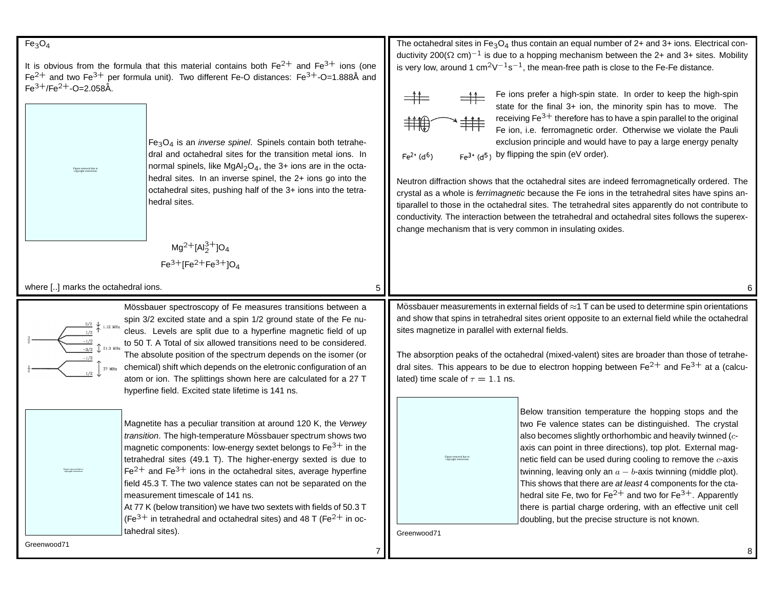$Fe_3O_4$

It is obvious from the formula that this material contains both $Fe^{2+}$ and $Fe^{3+}$ ions (one $Fe^{2+}$ and two $Fe^{3+}$ per formula unit). Two different Fe-O distances: $Fe^{3+}$-O=1.888Å and $Fe^{3+}/Fe^{2+}$-O=2.058Å.

Figure removed due to copyright restrictions

$Fe_3O_4$ is an *inverse spinel*. Spinels contain both tetrahedral and octahedral sites for the transition metal ions. In normal spinels, like $MgAl_2O_4$, the 3+ ions are in the octahedral sites. In an inverse spinel, the 2+ ions go into the octahedral sites, pushing half of the 3+ ions into the tetrahedral sites.

$$Mg^{2+}[Al_2^{3+}]O_4$$

$$Fe^{3+}[Fe^{2+}Fe^{3+}]O_4$$

where [..] marks the octahedral ions.

The octahedral sites in $Fe_3O_4$ thus contain an equal number of 2+ and 3+ ions. Electrical conductivity 200($\Omega$ cm)$^{-1}$ is due to a hopping mechanism between the 2+ and 3+ sites. Mobility is very low, around 1 cm$^2$V$^{-1}$s$^{-1}$, the mean-free path is close to the Fe-Fe distance.

$Fe^{2+}$ ($d^6$) $Fe^{3+}$ ($d^5$)

Fe ions prefer a high-spin state. In order to keep the high-spin state for the final 3+ ion, the minority spin has to move. The receiving $Fe^{3+}$ therefore has to have a spin parallel to the original Fe ion, i.e. ferromagnetic order. Otherwise we violate the Pauli exclusion principle and would have to pay a large energy penalty by flipping the spin (eV order).

Neutron diffraction shows that the octahedral sites are indeed ferromagnetically ordered. The crystal as a whole is *ferrimagnetic* because the Fe ions in the tetrahedral sites have spins antiparallel to those in the octahedral sites. The tetrahedral sites apparently do not contribute to conductivity. The interaction between the tetrahedral and octahedral sites follows the superexchange mechanism that is very common in insulating oxides.

3/2, 1/2, −1/2, −3/2 — 1.12 MHz, 21.3 MHz; $\frac{3}{2}$; $\frac{1}{2}$ — −1/2, 1/2 — 37 MHz

Mössbauer spectroscopy of Fe measures transitions between a spin 3/2 excited state and a spin 1/2 ground state of the Fe nucleus. Levels are split due to a hyperfine magnetic field of up to 50 T. A Total of six allowed transitions need to be considered. The absolute position of the spectrum depends on the isomer (or chemical) shift which depends on the eletronic configuration of an atom or ion. The splittings shown here are calculated for a 27 T hyperfine field. Excited state lifetime is 141 ns.

Figure removed due to copyright restrictions

Magnetite has a peculiar transition at around 120 K, the *Verwey transition*. The high-temperature Mössbauer spectrum shows two magnetic components: low-energy sextet belongs to $Fe^{3+}$ in the tetrahedral sites (49.1 T). The higher-energy sexted is due to $Fe^{2+}$ and $Fe^{3+}$ ions in the octahedral sites, average hyperfine field 45.3 T. The two valence states can not be separated on the measurement timescale of 141 ns.

At 77 K (below transition) we have two sextets with fields of 50.3 T ($Fe^{3+}$ in tetrahedral and octahedral sites) and 48 T ($Fe^{2+}$ in octahedral sites).

Greenwood71

Mössbauer measurements in external fields of $\approx$1 T can be used to determine spin orientations and show that spins in tetrahedral sites orient opposite to an external field while the octahedral sites magnetize in parallel with external fields.

The absorption peaks of the octahedral (mixed-valent) sites are broader than those of tetrahedral sites. This appears to be due to electron hopping between $Fe^{2+}$ and $Fe^{3+}$ at a (calculated) time scale of $\tau = 1.1$ ns.

Figure removed due to copyright restrictions

Below transition temperature the hopping stops and the two Fe valence states can be distinguished. The crystal also becomes slightly orthorhombic and heavily twinned ($c$-axis can point in three directions), top plot. External magnetic field can be used during cooling to remove the $c$-axis twinning, leaving only an $a-b$-axis twinning (middle plot). This shows that there are *at least* 4 components for the ctahedral site Fe, two for $Fe^{2+}$ and two for $Fe^{3+}$. Apparently there is partial charge ordering, with an effective unit cell doubling, but the precise structure is not known.

Greenwood71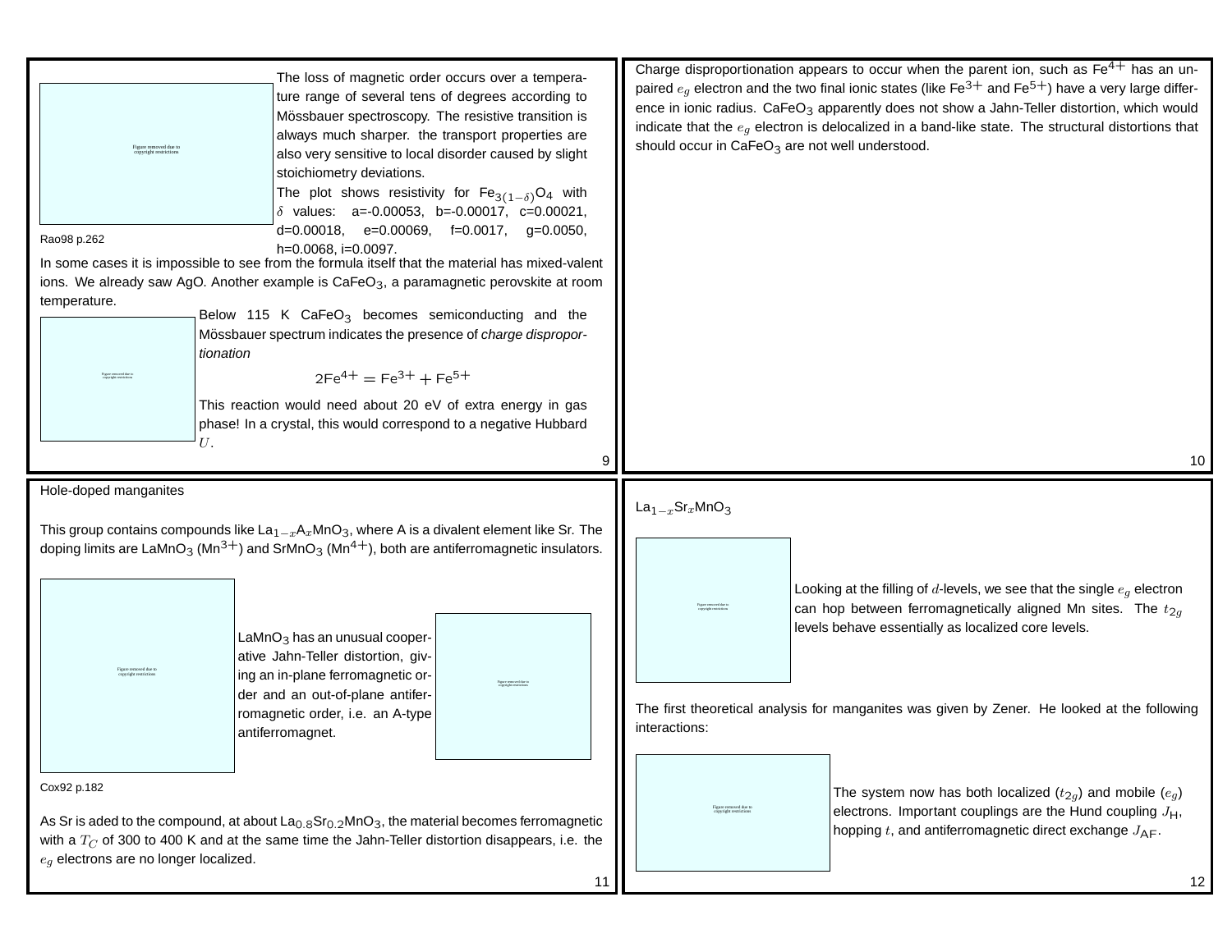Figure removed due to copyright restrictions

Rao98 p.262

The loss of magnetic order occurs over a temperature range of several tens of degrees according to Mössbauer spectroscopy. The resistive transition is always much sharper. the transport properties are also very sensitive to local disorder caused by slight stoichiometry deviations.

The plot shows resistivity for $Fe_{3(1-\delta)}O_4$ with $\delta$ values: a=-0.00053, b=-0.00017, c=0.00021, d=0.00018, e=0.00069, f=0.0017, g=0.0050, h=0.0068, i=0.0097.

In some cases it is impossible to see from the formula itself that the material has mixed-valent ions. We already saw AgO. Another example is $CaFeO_3$, a paramagnetic perovskite at room temperature.

Figure removed due to copyright restrictions

Below 115 K $CaFeO_3$ becomes semiconducting and the Mössbauer spectrum indicates the presence of *charge disproportionation*

$$2Fe^{4+} = Fe^{3+} + Fe^{5+}$$

This reaction would need about 20 eV of extra energy in gas phase! In a crystal, this would correspond to a negative Hubbard $U$.

Charge disproportionation appears to occur when the parent ion, such as $Fe^{4+}$ has an unpaired $e_g$ electron and the two final ionic states (like $Fe^{3+}$ and $Fe^{5+}$) have a very large difference in ionic radius. $CaFeO_3$ apparently does not show a Jahn-Teller distortion, which would indicate that the $e_g$ electron is delocalized in a band-like state. The structural distortions that should occur in $CaFeO_3$ are not well understood.

## Hole-doped manganites

This group contains compounds like $La_{1-x}A_xMnO_3$, where A is a divalent element like Sr. The doping limits are $LaMnO_3$ ($Mn^{3+}$) and $SrMnO_3$ ($Mn^{4+}$), both are antiferromagnetic insulators.

Figure removed due to copyright restrictions

Cox92 p.182

$LaMnO_3$ has an unusual cooperative Jahn-Teller distortion, giving an in-plane ferromagnetic order and an out-of-plane antiferromagnetic order, i.e. an A-type antiferromagnet.

Figure removed due to copyright restrictions

As Sr is aded to the compound, at about $La_{0.8}Sr_{0.2}MnO_3$, the material becomes ferromagnetic with a $T_C$ of 300 to 400 K and at the same time the Jahn-Teller distortion disappears, i.e. the $e_g$ electrons are no longer localized.

## $La_{1-x}Sr_xMnO_3$

Figure removed due to copyright restrictions

Looking at the filling of $d$-levels, we see that the single $e_g$ electron can hop between ferromagnetically aligned Mn sites. The $t_{2g}$ levels behave essentially as localized core levels.

The first theoretical analysis for manganites was given by Zener. He looked at the following interactions:

Figure removed due to copyright restrictions

The system now has both localized ($t_{2g}$) and mobile ($e_g$) electrons. Important couplings are the Hund coupling $J_H$, hopping $t$, and antiferromagnetic direct exchange $J_{AF}$.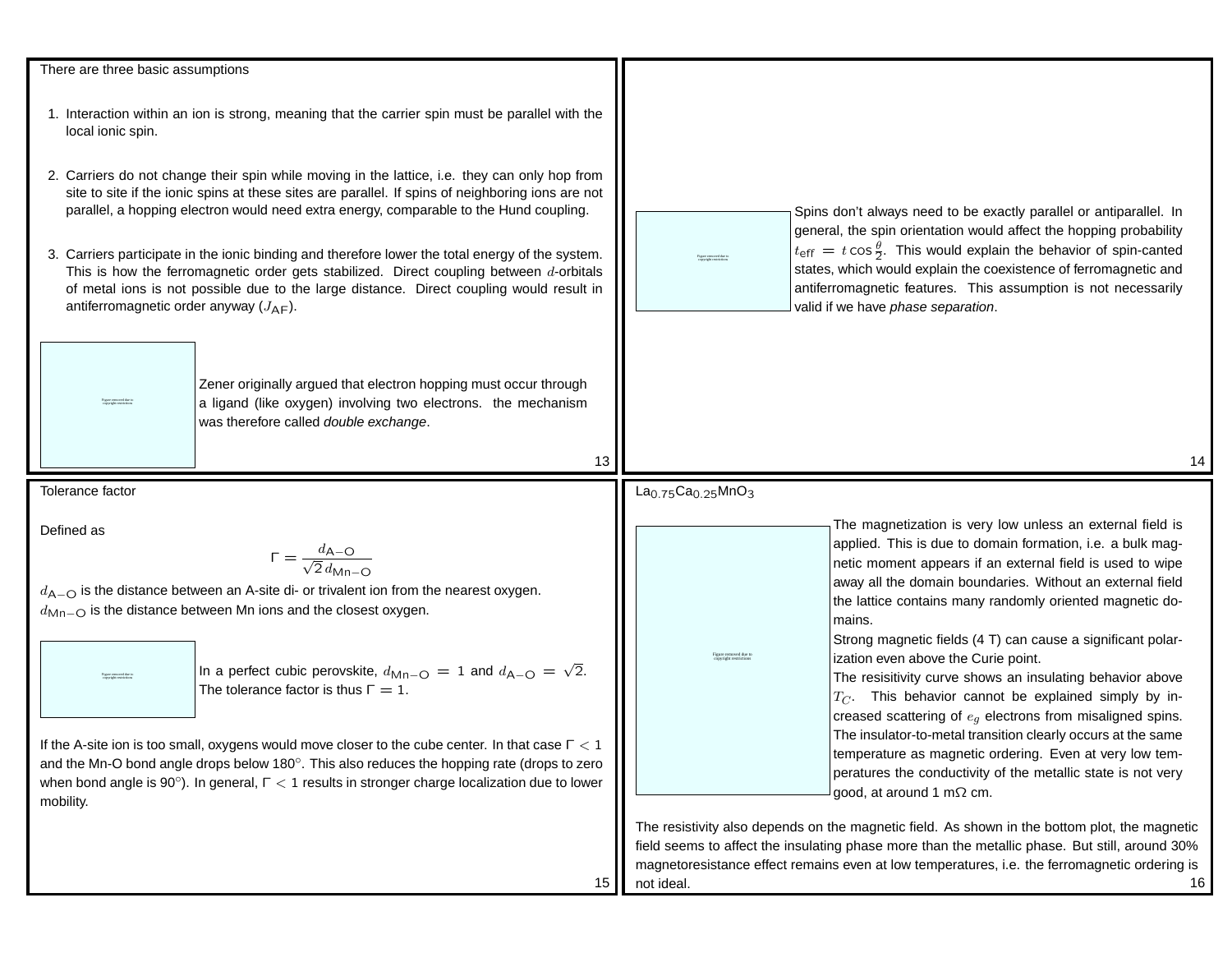There are three basic assumptions

1. Interaction within an ion is strong, meaning that the carrier spin must be parallel with the local ionic spin.

2. Carriers do not change their spin while moving in the lattice, i.e. they can only hop from site to site if the ionic spins at these sites are parallel. If spins of neighboring ions are not parallel, a hopping electron would need extra energy, comparable to the Hund coupling.

3. Carriers participate in the ionic binding and therefore lower the total energy of the system. This is how the ferromagnetic order gets stabilized. Direct coupling between $d$-orbitals of metal ions is not possible due to the large distance. Direct coupling would result in antiferromagnetic order anyway ($J_{\mathrm{AF}}$).

Figure removed due to copyright restrictions

Zener originally argued that electron hopping must occur through a ligand (like oxygen) involving two electrons. the mechanism was therefore called *double exchange*.

Figure removed due to copyright restrictions

Spins don't always need to be exactly parallel or antiparallel. In general, the spin orientation would affect the hopping probability $t_{\mathrm{eff}} = t\cos\frac{\theta}{2}$. This would explain the behavior of spin-canted states, which would explain the coexistence of ferromagnetic and antiferromagnetic features. This assumption is not necessarily valid if we have *phase separation*.

Tolerance factor

Defined as

$$\Gamma = \frac{d_{\mathrm{A-O}}}{\sqrt{2}\, d_{\mathrm{Mn-O}}}$$

$d_{\mathrm{A-O}}$ is the distance between an A-site di- or trivalent ion from the nearest oxygen.
$d_{\mathrm{Mn-O}}$ is the distance between Mn ions and the closest oxygen.

Figure removed due to copyright restrictions

In a perfect cubic perovskite, $d_{\mathrm{Mn-O}} = 1$ and $d_{\mathrm{A-O}} = \sqrt{2}$. The tolerance factor is thus $\Gamma = 1$.

If the A-site ion is too small, oxygens would move closer to the cube center. In that case $\Gamma < 1$ and the Mn-O bond angle drops below 180°. This also reduces the hopping rate (drops to zero when bond angle is 90°). In general, $\Gamma < 1$ results in stronger charge localization due to lower mobility.

$La_{0.75}Ca_{0.25}MnO_3$

Figure removed due to copyright restrictions

The magnetization is very low unless an external field is applied. This is due to domain formation, i.e. a bulk magnetic moment appears if an external field is used to wipe away all the domain boundaries. Without an external field the lattice contains many randomly oriented magnetic domains.

Strong magnetic fields (4 T) can cause a significant polarization even above the Curie point.

The resisitivity curve shows an insulating behavior above $T_C$. This behavior cannot be explained simply by increased scattering of $e_g$ electrons from misaligned spins. The insulator-to-metal transition clearly occurs at the same temperature as magnetic ordering. Even at very low temperatures the conductivity of the metallic state is not very good, at around 1 m$\Omega$ cm.

The resistivity also depends on the magnetic field. As shown in the bottom plot, the magnetic field seems to affect the insulating phase more than the metallic phase. But still, around 30% magnetoresistance effect remains even at low temperatures, i.e. the ferromagnetic ordering is not ideal.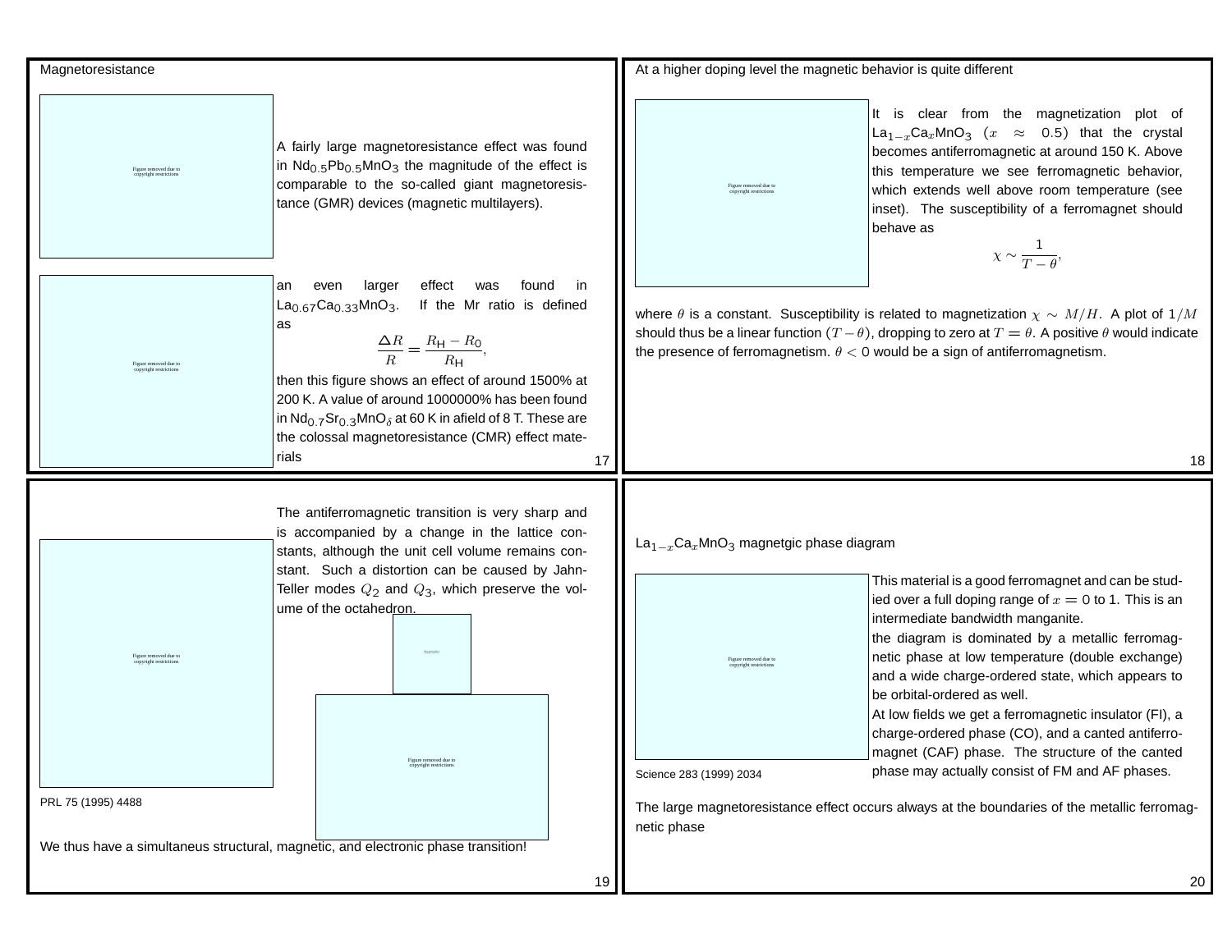## Magnetoresistance

Figure removed due to copyright restrictions

A fairly large magnetoresistance effect was found in $Nd_{0.5}Pb_{0.5}MnO_3$ the magnitude of the effect is comparable to the so-called giant magnetoresistance (GMR) devices (magnetic multilayers).

Figure removed due to copyright restrictions

an even larger effect was found in $La_{0.67}Ca_{0.33}MnO_3$. If the Mr ratio is defined as

$$\frac{\triangle R}{R} = \frac{R_\text{H} - R_0}{R_\text{H}},$$

then this figure shows an effect of around 1500% at 200 K. A value of around 1000000% has been found in $Nd_{0.7}Sr_{0.3}MnO_\delta$ at 60 K in afield of 8 T. These are the colossal magnetoresistance (CMR) effect materials

## At a higher doping level the magnetic behavior is quite different

Figure removed due to copyright restrictions

It is clear from the magnetization plot of $La_{1-x}Ca_xMnO_3$ ($x \approx 0.5$) that the crystal becomes antiferromagnetic at around 150 K. Above this temperature we see ferromagnetic behavior, which extends well above room temperature (see inset). The susceptibility of a ferromagnet should behave as

$$\chi \sim \frac{1}{T - \theta},$$

where $\theta$ is a constant. Susceptibility is related to magnetization $\chi \sim M/H$. A plot of $1/M$ should thus be a linear function $(T - \theta)$, dropping to zero at $T = \theta$. A positive $\theta$ would indicate the presence of ferromagnetism. $\theta < 0$ would be a sign of antiferromagnetism.

---

Figure removed due to copyright restrictions

PRL 75 (1995) 4488

The antiferromagnetic transition is very sharp and is accompanied by a change in the lattice constants, although the unit cell volume remains constant. Such a distortion can be caused by Jahn-Teller modes $Q_2$ and $Q_3$, which preserve the volume of the octahedron.

Figure removed due to copyright restrictions

Figure removed due to copyright restrictions

We thus have a simultaneus structural, magnetic, and electronic phase transition!

## $La_{1-x}Ca_xMnO_3$ magnetgic phase diagram

Figure removed due to copyright restrictions

Science 283 (1999) 2034

This material is a good ferromagnet and can be studied over a full doping range of $x = 0$ to 1. This is an intermediate bandwidth manganite.

the diagram is dominated by a metallic ferromagnetic phase at low temperature (double exchange) and a wide charge-ordered state, which appears to be orbital-ordered as well.

At low fields we get a ferromagnetic insulator (FI), a charge-ordered phase (CO), and a canted antiferromagnet (CAF) phase. The structure of the canted phase may actually consist of FM and AF phases.

The large magnetoresistance effect occurs always at the boundaries of the metallic ferromagnetic phase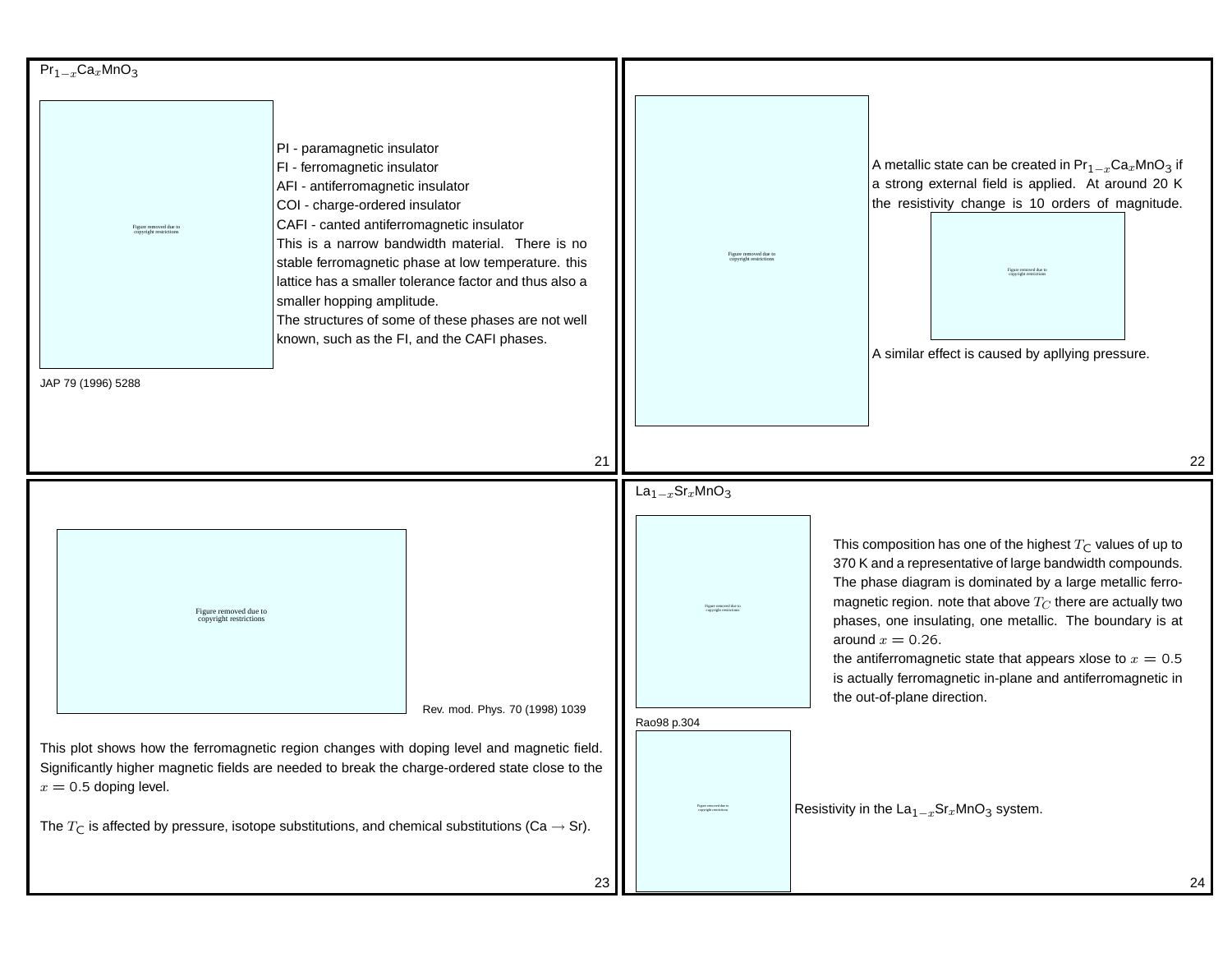## $Pr_{1-x}Ca_xMnO_3$

Figure removed due to copyright restrictions

PI - paramagnetic insulator
FI - ferromagnetic insulator
AFI - antiferromagnetic insulator
COI - charge-ordered insulator
CAFI - canted antiferromagnetic insulator

This is a narrow bandwidth material. There is no stable ferromagnetic phase at low temperature. this lattice has a smaller tolerance factor and thus also a smaller hopping amplitude.

The structures of some of these phases are not well known, such as the FI, and the CAFI phases.

JAP 79 (1996) 5288

---

Figure removed due to copyright restrictions

A metallic state can be created in $Pr_{1-x}Ca_xMnO_3$ if a strong external field is applied. At around 20 K the resistivity change is 10 orders of magnitude.

Figure removed due to copyright restrictions

A similar effect is caused by apllying pressure.

---

Figure removed due to copyright restrictions

Rev. mod. Phys. 70 (1998) 1039

This plot shows how the ferromagnetic region changes with doping level and magnetic field. Significantly higher magnetic fields are needed to break the charge-ordered state close to the $x = 0.5$ doping level.

The $T_C$ is affected by pressure, isotope substitutions, and chemical substitutions (Ca $\rightarrow$ Sr).

---

## $La_{1-x}Sr_xMnO_3$

Figure removed due to copyright restrictions

Rao98 p.304

This composition has one of the highest $T_C$ values of up to 370 K and a representative of large bandwidth compounds. The phase diagram is dominated by a large metallic ferro-magnetic region. note that above $T_C$ there are actually two phases, one insulating, one metallic. The boundary is at around $x = 0.26$.

the antiferromagnetic state that appears xlose to $x = 0.5$ is actually ferromagnetic in-plane and antiferromagnetic in the out-of-plane direction.

Figure removed due to copyright restrictions

Resistivity in the $La_{1-x}Sr_xMnO_3$ system.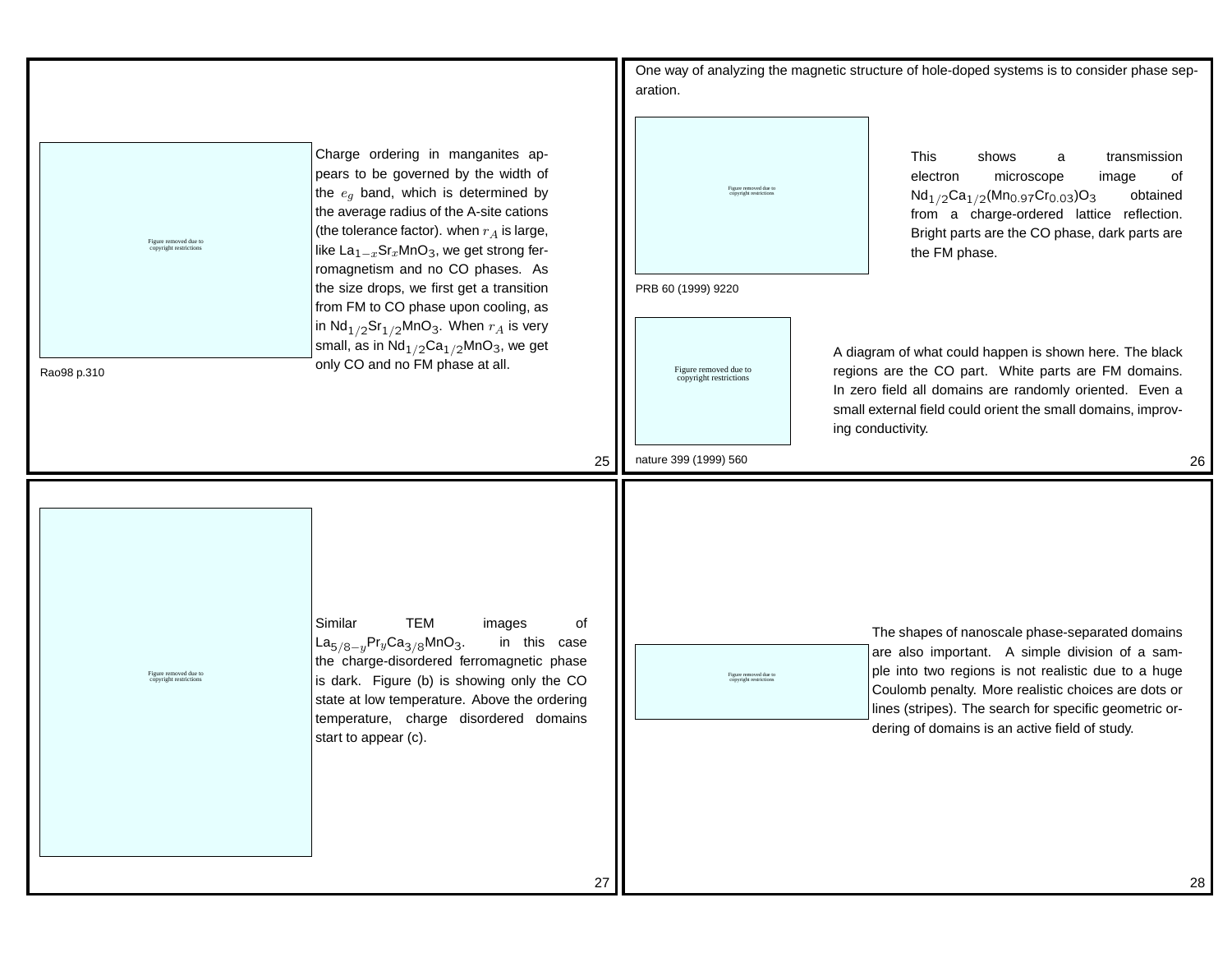Figure removed due to copyright restrictions

Rao98 p.310

Charge ordering in manganites appears to be governed by the width of the $e_g$ band, which is determined by the average radius of the A-site cations (the tolerance factor). when $r_A$ is large, like $La_{1-x}Sr_xMnO_3$, we get strong ferromagnetism and no CO phases. As the size drops, we first get a transition from FM to CO phase upon cooling, as in $Nd_{1/2}Sr_{1/2}MnO_3$. When $r_A$ is very small, as in $Nd_{1/2}Ca_{1/2}MnO_3$, we get only CO and no FM phase at all.

One way of analyzing the magnetic structure of hole-doped systems is to consider phase separation.

Figure removed due to copyright restrictions

PRB 60 (1999) 9220

This shows a transmission electron microscope image of $Nd_{1/2}Ca_{1/2}(Mn_{0.97}Cr_{0.03})O_3$ obtained from a charge-ordered lattice reflection. Bright parts are the CO phase, dark parts are the FM phase.

Figure removed due to copyright restrictions

nature 399 (1999) 560

A diagram of what could happen is shown here. The black regions are the CO part. White parts are FM domains. In zero field all domains are randomly oriented. Even a small external field could orient the small domains, improving conductivity.

Figure removed due to copyright restrictions

Similar TEM images of $La_{5/8-y}Pr_yCa_{3/8}MnO_3$. in this case the charge-disordered ferromagnetic phase is dark. Figure (b) is showing only the CO state at low temperature. Above the ordering temperature, charge disordered domains start to appear (c).

Figure removed due to copyright restrictions

The shapes of nanoscale phase-separated domains are also important. A simple division of a sample into two regions is not realistic due to a huge Coulomb penalty. More realistic choices are dots or lines (stripes). The search for specific geometric ordering of domains is an active field of study.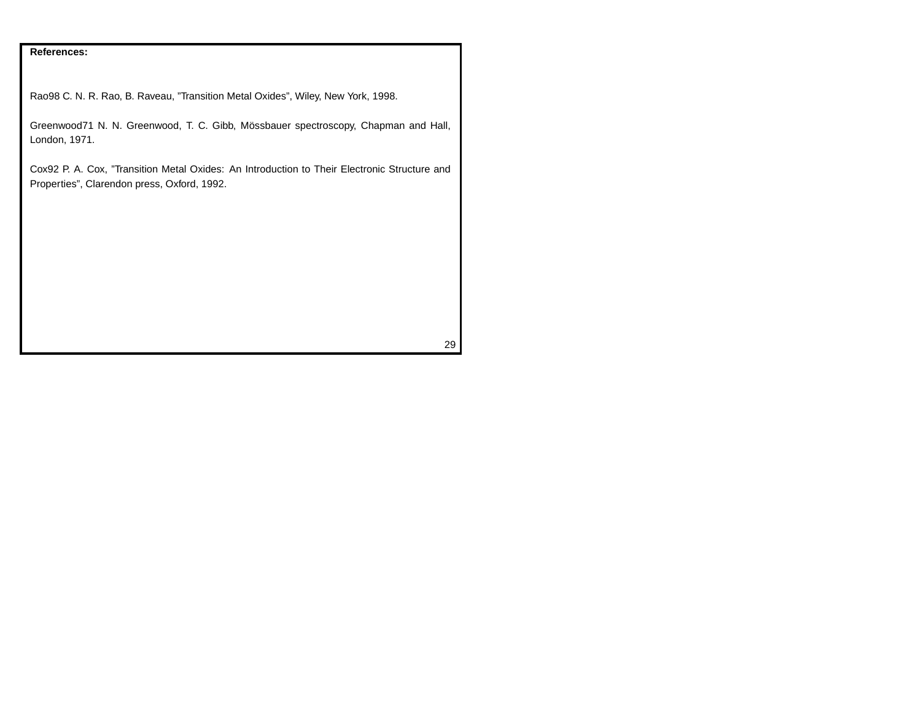**References:**

Rao98 C. N. R. Rao, B. Raveau, ”Transition Metal Oxides”, Wiley, New York, 1998.

Greenwood71 N. N. Greenwood, T. C. Gibb, Mössbauer spectroscopy, Chapman and Hall, London, 1971.

Cox92 P. A. Cox, ”Transition Metal Oxides: An Introduction to Their Electronic Structure and Properties”, Clarendon press, Oxford, 1992.